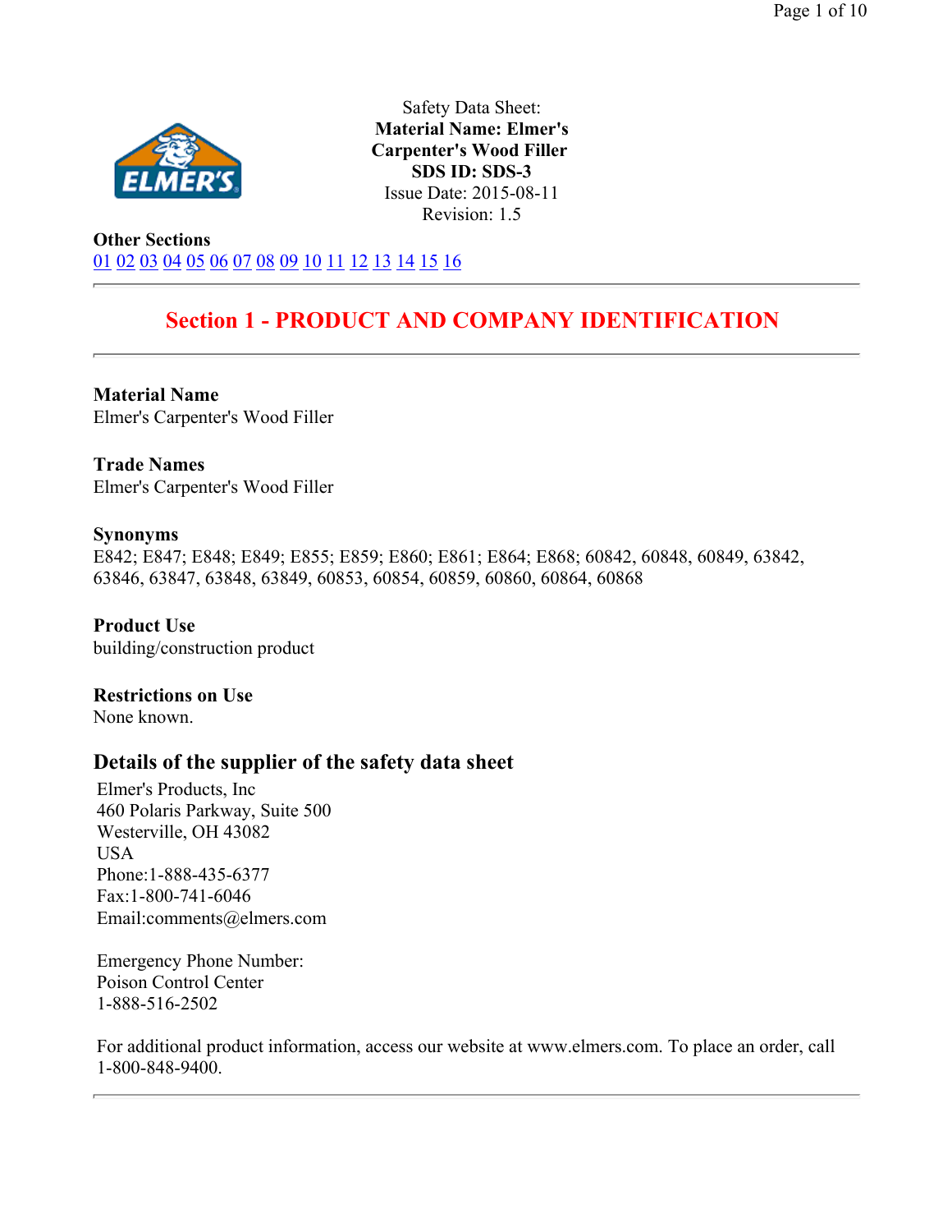Safety Data Sheet:
**Material Name: Elmer's Carpenter's Wood Filler**
**SDS ID: SDS-3**
Issue Date: 2015-08-11
Revision: 1.5

**Other Sections**
01 02 03 04 05 06 07 08 09 10 11 12 13 14 15 16

---

## Section 1 - PRODUCT AND COMPANY IDENTIFICATION

---

**Material Name**
Elmer's Carpenter's Wood Filler

**Trade Names**
Elmer's Carpenter's Wood Filler

**Synonyms**
E842; E847; E848; E849; E855; E859; E860; E861; E864; E868; 60842, 60848, 60849, 63842, 63846, 63847, 63848, 63849, 60853, 60854, 60859, 60860, 60864, 60868

**Product Use**
building/construction product

**Restrictions on Use**
None known.

### Details of the supplier of the safety data sheet

Elmer's Products, Inc
460 Polaris Parkway, Suite 500
Westerville, OH 43082
USA
Phone:1-888-435-6377
Fax:1-800-741-6046
Email:comments@elmers.com

Emergency Phone Number:
Poison Control Center
1-888-516-2502

For additional product information, access our website at www.elmers.com. To place an order, call 1-800-848-9400.

---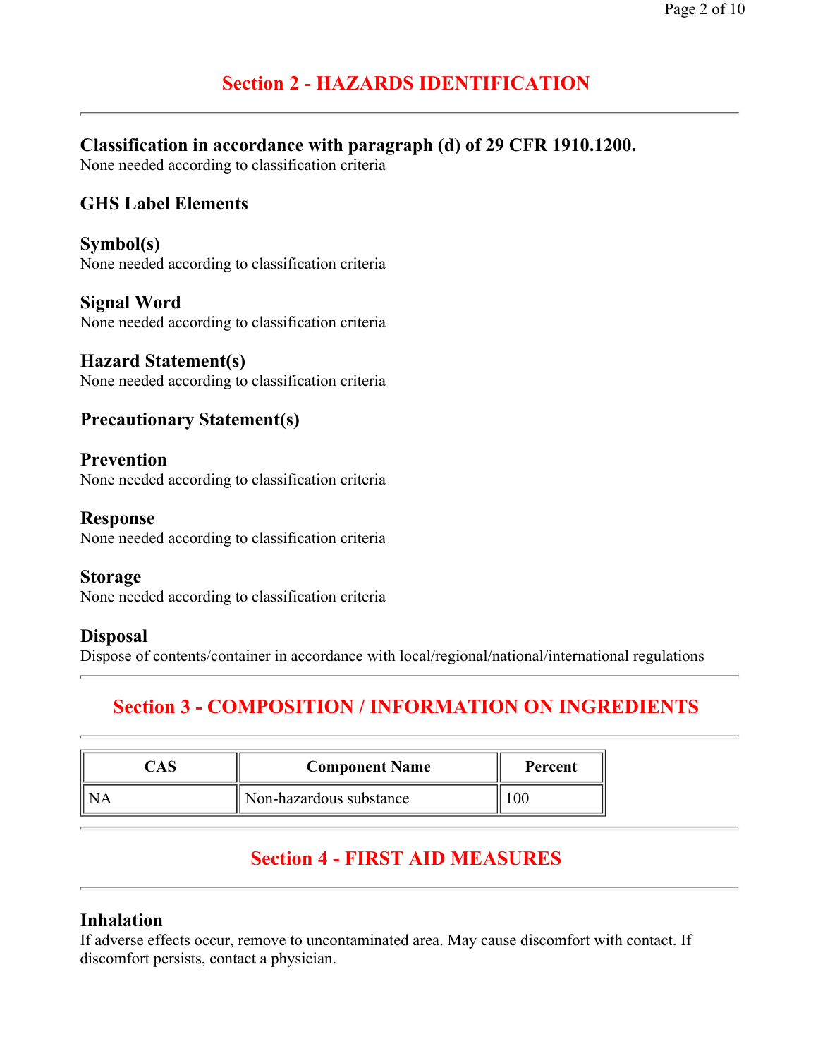## Section 2 - HAZARDS IDENTIFICATION

### Classification in accordance with paragraph (d) of 29 CFR 1910.1200.

None needed according to classification criteria

### GHS Label Elements

**Symbol(s)**

None needed according to classification criteria

**Signal Word**

None needed according to classification criteria

**Hazard Statement(s)**

None needed according to classification criteria

**Precautionary Statement(s)**

**Prevention**

None needed according to classification criteria

**Response**

None needed according to classification criteria

**Storage**

None needed according to classification criteria

**Disposal**

Dispose of contents/container in accordance with local/regional/national/international regulations

## Section 3 - COMPOSITION / INFORMATION ON INGREDIENTS

| CAS | Component Name | Percent |
| --- | --- | --- |
| NA | Non-hazardous substance | 100 |

## Section 4 - FIRST AID MEASURES

### Inhalation

If adverse effects occur, remove to uncontaminated area. May cause discomfort with contact. If discomfort persists, contact a physician.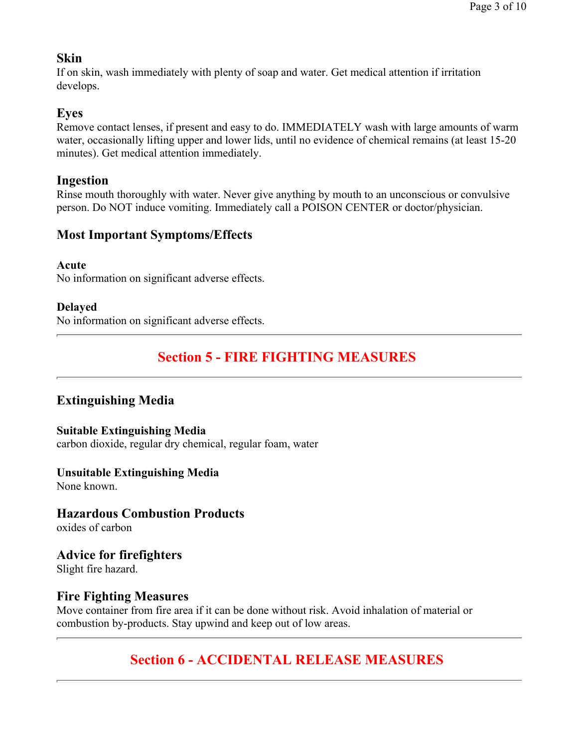### Skin

If on skin, wash immediately with plenty of soap and water. Get medical attention if irritation develops.

### Eyes

Remove contact lenses, if present and easy to do. IMMEDIATELY wash with large amounts of warm water, occasionally lifting upper and lower lids, until no evidence of chemical remains (at least 15-20 minutes). Get medical attention immediately.

### Ingestion

Rinse mouth thoroughly with water. Never give anything by mouth to an unconscious or convulsive person. Do NOT induce vomiting. Immediately call a POISON CENTER or doctor/physician.

### Most Important Symptoms/Effects

#### Acute

No information on significant adverse effects.

#### Delayed

No information on significant adverse effects.

---

## Section 5 - FIRE FIGHTING MEASURES

---

### Extinguishing Media

#### Suitable Extinguishing Media

carbon dioxide, regular dry chemical, regular foam, water

#### Unsuitable Extinguishing Media

None known.

### Hazardous Combustion Products

oxides of carbon

### Advice for firefighters

Slight fire hazard.

### Fire Fighting Measures

Move container from fire area if it can be done without risk. Avoid inhalation of material or combustion by-products. Stay upwind and keep out of low areas.

---

## Section 6 - ACCIDENTAL RELEASE MEASURES

---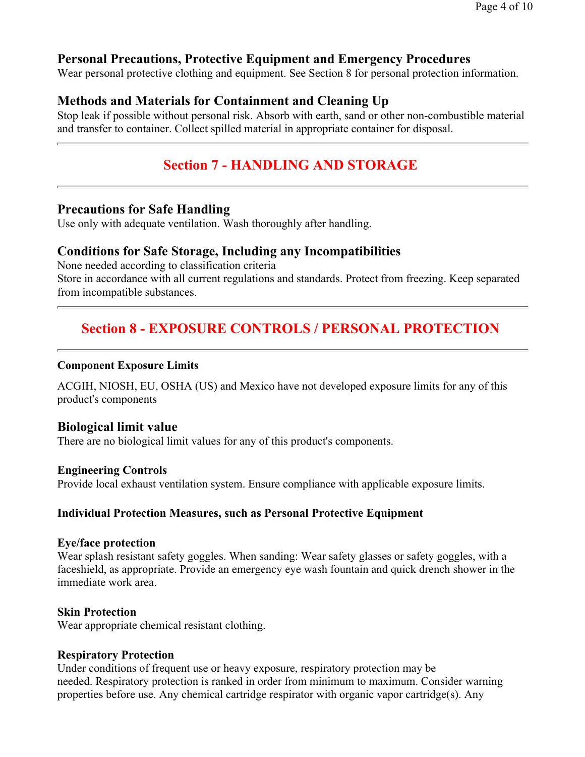### Personal Precautions, Protective Equipment and Emergency Procedures

Wear personal protective clothing and equipment. See Section 8 for personal protection information.

### Methods and Materials for Containment and Cleaning Up

Stop leak if possible without personal risk. Absorb with earth, sand or other non-combustible material and transfer to container. Collect spilled material in appropriate container for disposal.

---

## Section 7 - HANDLING AND STORAGE

---

### Precautions for Safe Handling

Use only with adequate ventilation. Wash thoroughly after handling.

### Conditions for Safe Storage, Including any Incompatibilities

None needed according to classification criteria
Store in accordance with all current regulations and standards. Protect from freezing. Keep separated from incompatible substances.

---

## Section 8 - EXPOSURE CONTROLS / PERSONAL PROTECTION

---

**Component Exposure Limits**

ACGIH, NIOSH, EU, OSHA (US) and Mexico have not developed exposure limits for any of this product's components

### Biological limit value

There are no biological limit values for any of this product's components.

**Engineering Controls**
Provide local exhaust ventilation system. Ensure compliance with applicable exposure limits.

**Individual Protection Measures, such as Personal Protective Equipment**

**Eye/face protection**
Wear splash resistant safety goggles. When sanding: Wear safety glasses or safety goggles, with a faceshield, as appropriate. Provide an emergency eye wash fountain and quick drench shower in the immediate work area.

**Skin Protection**
Wear appropriate chemical resistant clothing.

**Respiratory Protection**
Under conditions of frequent use or heavy exposure, respiratory protection may be needed. Respiratory protection is ranked in order from minimum to maximum. Consider warning properties before use. Any chemical cartridge respirator with organic vapor cartridge(s). Any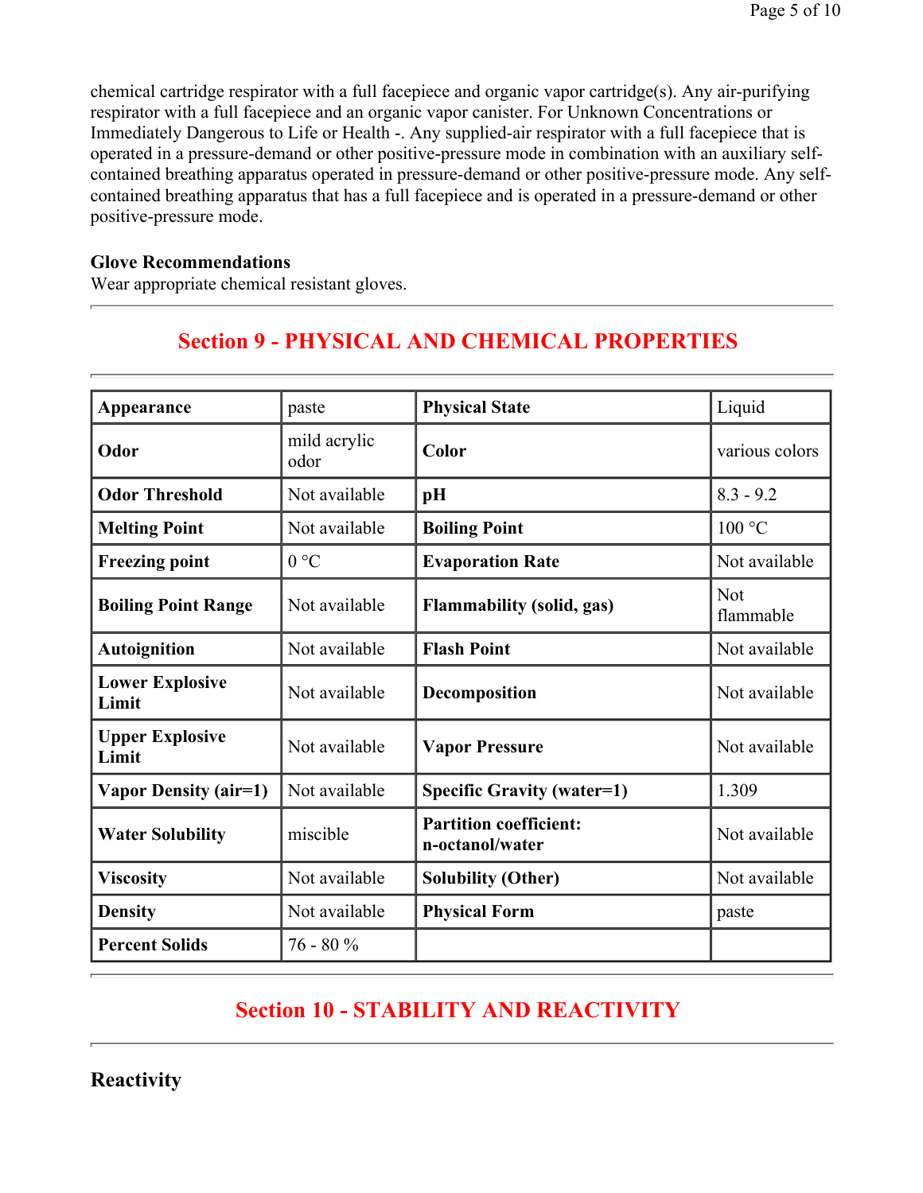chemical cartridge respirator with a full facepiece and organic vapor cartridge(s). Any air-purifying respirator with a full facepiece and an organic vapor canister. For Unknown Concentrations or Immediately Dangerous to Life or Health -. Any supplied-air respirator with a full facepiece that is operated in a pressure-demand or other positive-pressure mode in combination with an auxiliary self-contained breathing apparatus operated in pressure-demand or other positive-pressure mode. Any self-contained breathing apparatus that has a full facepiece and is operated in a pressure-demand or other positive-pressure mode.

**Glove Recommendations**
Wear appropriate chemical resistant gloves.

---

## Section 9 - PHYSICAL AND CHEMICAL PROPERTIES

---

| **Appearance** | paste | **Physical State** | Liquid |
|---|---|---|---|
| **Odor** | mild acrylic odor | **Color** | various colors |
| **Odor Threshold** | Not available | **pH** | 8.3 - 9.2 |
| **Melting Point** | Not available | **Boiling Point** | 100 °C |
| **Freezing point** | 0 °C | **Evaporation Rate** | Not available |
| **Boiling Point Range** | Not available | **Flammability (solid, gas)** | Not flammable |
| **Autoignition** | Not available | **Flash Point** | Not available |
| **Lower Explosive Limit** | Not available | **Decomposition** | Not available |
| **Upper Explosive Limit** | Not available | **Vapor Pressure** | Not available |
| **Vapor Density (air=1)** | Not available | **Specific Gravity (water=1)** | 1.309 |
| **Water Solubility** | miscible | **Partition coefficient: n-octanol/water** | Not available |
| **Viscosity** | Not available | **Solubility (Other)** | Not available |
| **Density** | Not available | **Physical Form** | paste |
| **Percent Solids** | 76 - 80 % | | |

---

## Section 10 - STABILITY AND REACTIVITY

---

### Reactivity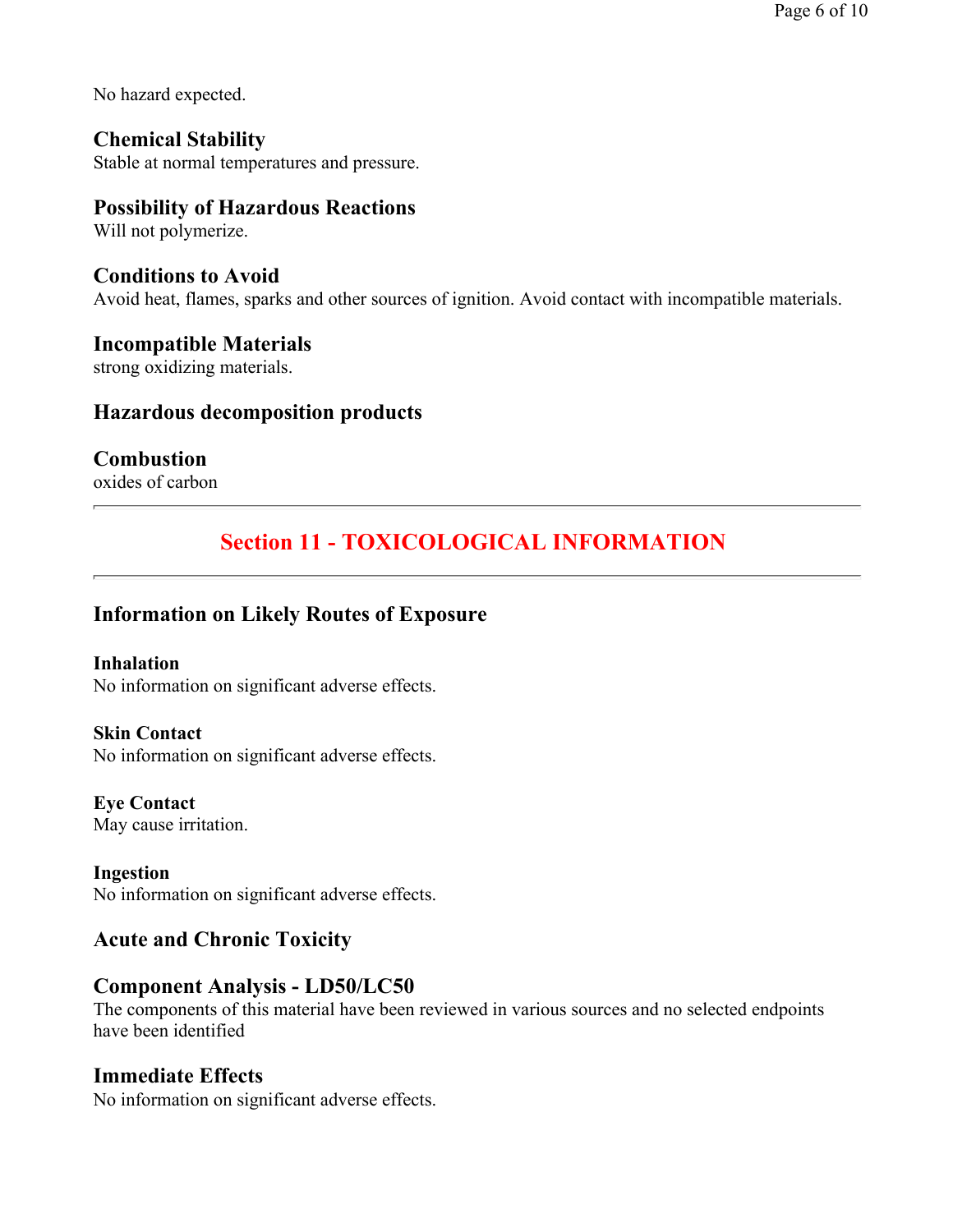No hazard expected.

### Chemical Stability

Stable at normal temperatures and pressure.

### Possibility of Hazardous Reactions

Will not polymerize.

### Conditions to Avoid

Avoid heat, flames, sparks and other sources of ignition. Avoid contact with incompatible materials.

### Incompatible Materials

strong oxidizing materials.

### Hazardous decomposition products

### Combustion

oxides of carbon

---

## Section 11 - TOXICOLOGICAL INFORMATION

---

### Information on Likely Routes of Exposure

**Inhalation**
No information on significant adverse effects.

**Skin Contact**
No information on significant adverse effects.

**Eye Contact**
May cause irritation.

**Ingestion**
No information on significant adverse effects.

### Acute and Chronic Toxicity

### Component Analysis - LD50/LC50

The components of this material have been reviewed in various sources and no selected endpoints have been identified

### Immediate Effects

No information on significant adverse effects.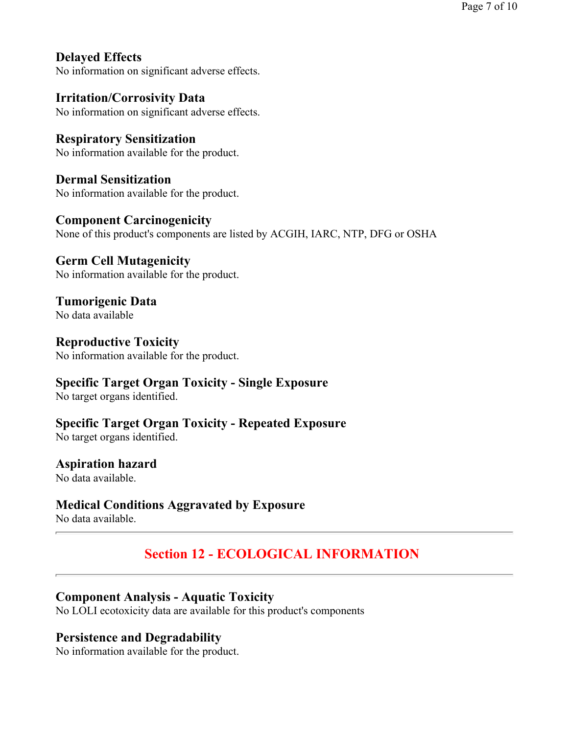### Delayed Effects

No information on significant adverse effects.

### Irritation/Corrosivity Data

No information on significant adverse effects.

### Respiratory Sensitization

No information available for the product.

### Dermal Sensitization

No information available for the product.

### Component Carcinogenicity

None of this product's components are listed by ACGIH, IARC, NTP, DFG or OSHA

### Germ Cell Mutagenicity

No information available for the product.

### Tumorigenic Data

No data available

### Reproductive Toxicity

No information available for the product.

### Specific Target Organ Toxicity - Single Exposure

No target organs identified.

### Specific Target Organ Toxicity - Repeated Exposure

No target organs identified.

### Aspiration hazard

No data available.

### Medical Conditions Aggravated by Exposure

No data available.

---

## Section 12 - ECOLOGICAL INFORMATION

---

### Component Analysis - Aquatic Toxicity

No LOLI ecotoxicity data are available for this product's components

### Persistence and Degradability

No information available for the product.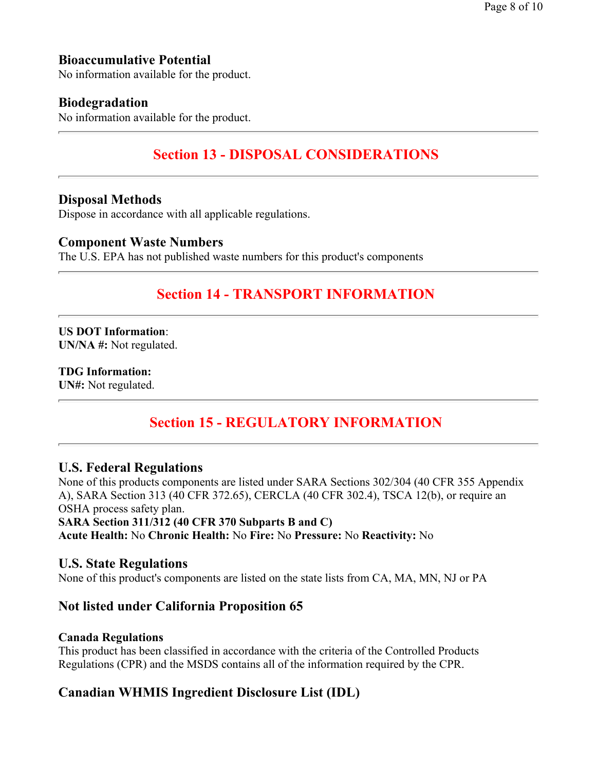### Bioaccumulative Potential

No information available for the product.

### Biodegradation

No information available for the product.

---

## Section 13 - DISPOSAL CONSIDERATIONS

---

### Disposal Methods

Dispose in accordance with all applicable regulations.

### Component Waste Numbers

The U.S. EPA has not published waste numbers for this product's components

---

## Section 14 - TRANSPORT INFORMATION

---

**US DOT Information**:
**UN/NA #:** Not regulated.

**TDG Information:**
**UN#:** Not regulated.

---

## Section 15 - REGULATORY INFORMATION

---

### U.S. Federal Regulations

None of this products components are listed under SARA Sections 302/304 (40 CFR 355 Appendix A), SARA Section 313 (40 CFR 372.65), CERCLA (40 CFR 302.4), TSCA 12(b), or require an OSHA process safety plan.
**SARA Section 311/312 (40 CFR 370 Subparts B and C)**
**Acute Health:** No **Chronic Health:** No **Fire:** No **Pressure:** No **Reactivity:** No

### U.S. State Regulations

None of this product's components are listed on the state lists from CA, MA, MN, NJ or PA

### Not listed under California Proposition 65

**Canada Regulations**
This product has been classified in accordance with the criteria of the Controlled Products Regulations (CPR) and the MSDS contains all of the information required by the CPR.

### Canadian WHMIS Ingredient Disclosure List (IDL)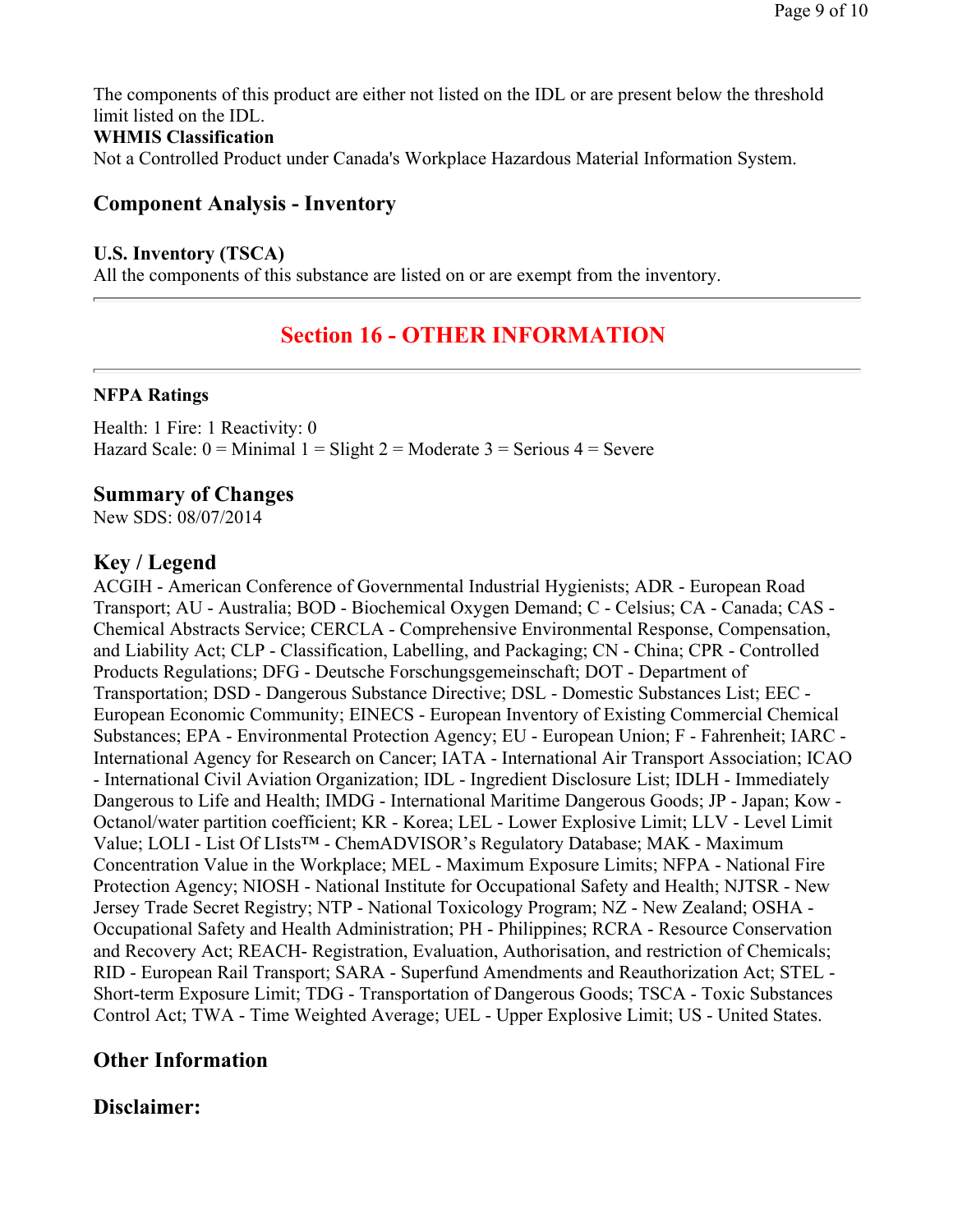The components of this product are either not listed on the IDL or are present below the threshold limit listed on the IDL.

**WHMIS Classification**

Not a Controlled Product under Canada's Workplace Hazardous Material Information System.

### Component Analysis - Inventory

**U.S. Inventory (TSCA)**

All the components of this substance are listed on or are exempt from the inventory.

---

## Section 16 - OTHER INFORMATION

---

**NFPA Ratings**

Health: 1 Fire: 1 Reactivity: 0
Hazard Scale: 0 = Minimal 1 = Slight 2 = Moderate 3 = Serious 4 = Severe

### Summary of Changes

New SDS: 08/07/2014

### Key / Legend

ACGIH - American Conference of Governmental Industrial Hygienists; ADR - European Road Transport; AU - Australia; BOD - Biochemical Oxygen Demand; C - Celsius; CA - Canada; CAS - Chemical Abstracts Service; CERCLA - Comprehensive Environmental Response, Compensation, and Liability Act; CLP - Classification, Labelling, and Packaging; CN - China; CPR - Controlled Products Regulations; DFG - Deutsche Forschungsgemeinschaft; DOT - Department of Transportation; DSD - Dangerous Substance Directive; DSL - Domestic Substances List; EEC - European Economic Community; EINECS - European Inventory of Existing Commercial Chemical Substances; EPA - Environmental Protection Agency; EU - European Union; F - Fahrenheit; IARC - International Agency for Research on Cancer; IATA - International Air Transport Association; ICAO - International Civil Aviation Organization; IDL - Ingredient Disclosure List; IDLH - Immediately Dangerous to Life and Health; IMDG - International Maritime Dangerous Goods; JP - Japan; Kow - Octanol/water partition coefficient; KR - Korea; LEL - Lower Explosive Limit; LLV - Level Limit Value; LOLI - List Of LIsts™ - ChemADVISOR's Regulatory Database; MAK - Maximum Concentration Value in the Workplace; MEL - Maximum Exposure Limits; NFPA - National Fire Protection Agency; NIOSH - National Institute for Occupational Safety and Health; NJTSR - New Jersey Trade Secret Registry; NTP - National Toxicology Program; NZ - New Zealand; OSHA - Occupational Safety and Health Administration; PH - Philippines; RCRA - Resource Conservation and Recovery Act; REACH- Registration, Evaluation, Authorisation, and restriction of Chemicals; RID - European Rail Transport; SARA - Superfund Amendments and Reauthorization Act; STEL - Short-term Exposure Limit; TDG - Transportation of Dangerous Goods; TSCA - Toxic Substances Control Act; TWA - Time Weighted Average; UEL - Upper Explosive Limit; US - United States.

### Other Information

### Disclaimer: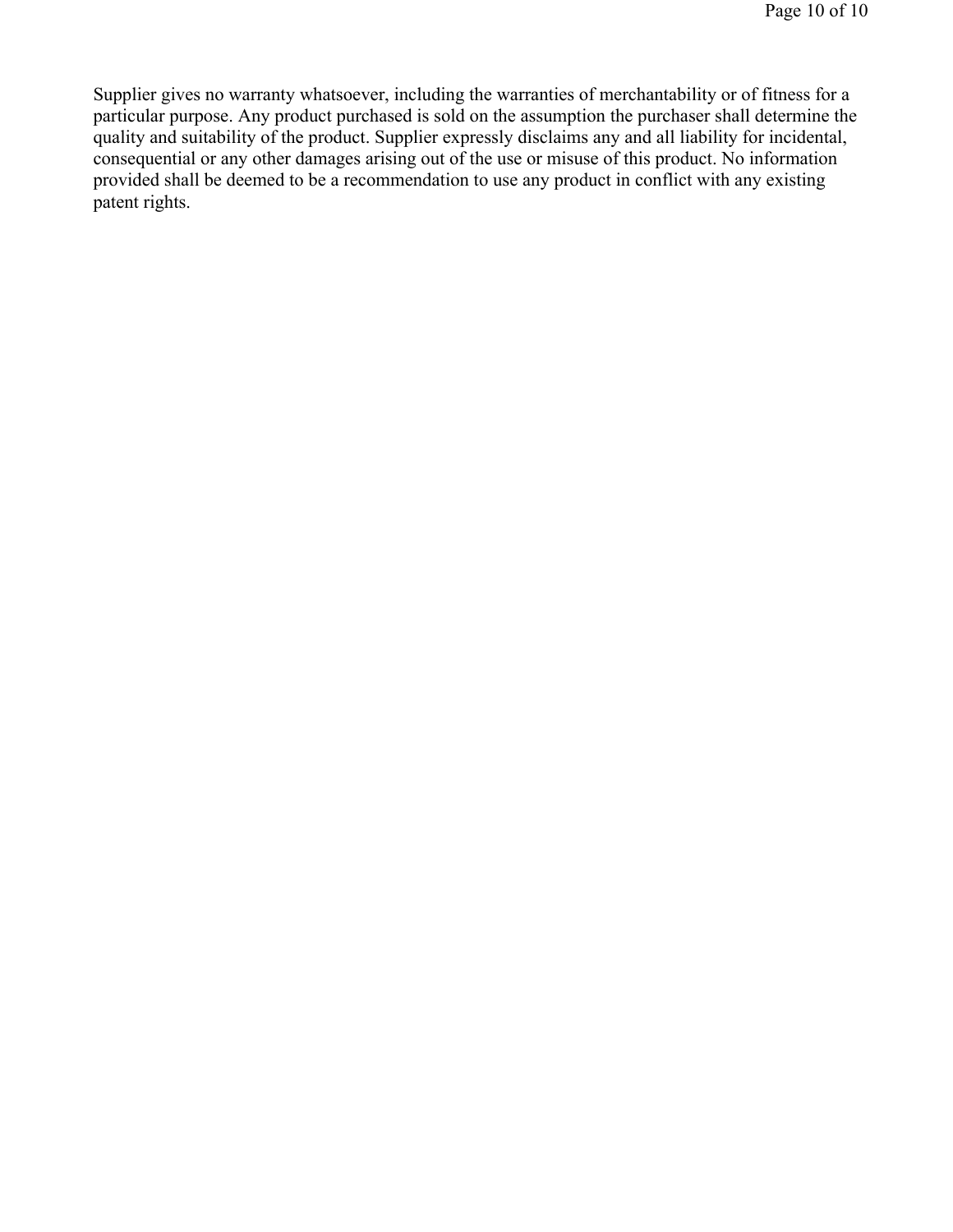Supplier gives no warranty whatsoever, including the warranties of merchantability or of fitness for a particular purpose. Any product purchased is sold on the assumption the purchaser shall determine the quality and suitability of the product. Supplier expressly disclaims any and all liability for incidental, consequential or any other damages arising out of the use or misuse of this product. No information provided shall be deemed to be a recommendation to use any product in conflict with any existing patent rights.